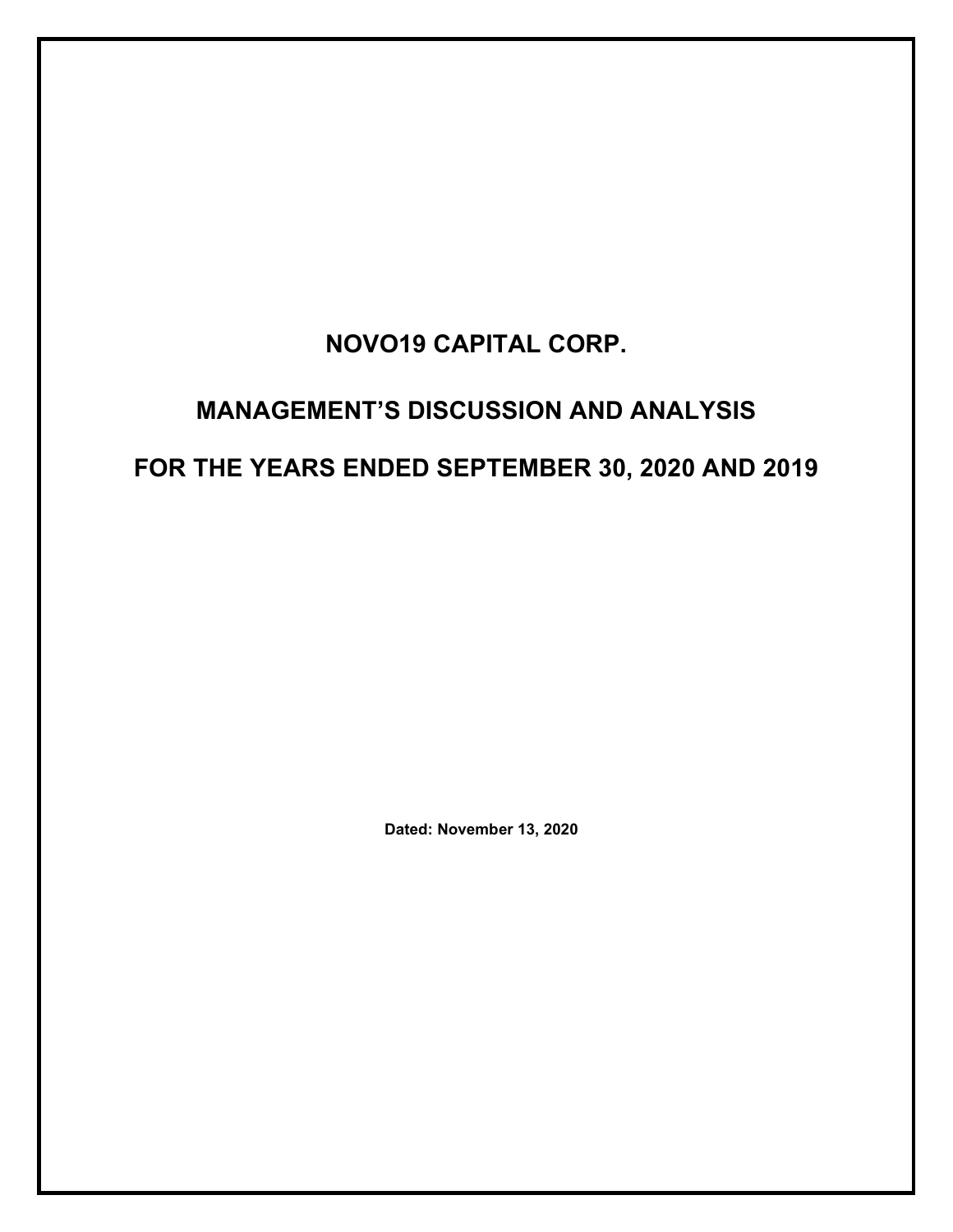# NOVO19 CAPITAL CORP.

# MANAGEMENT'S DISCUSSION AND ANALYSIS

# FOR THE YEARS ENDED SEPTEMBER 30, 2020 AND 2019

**Dated: November 13, 2020**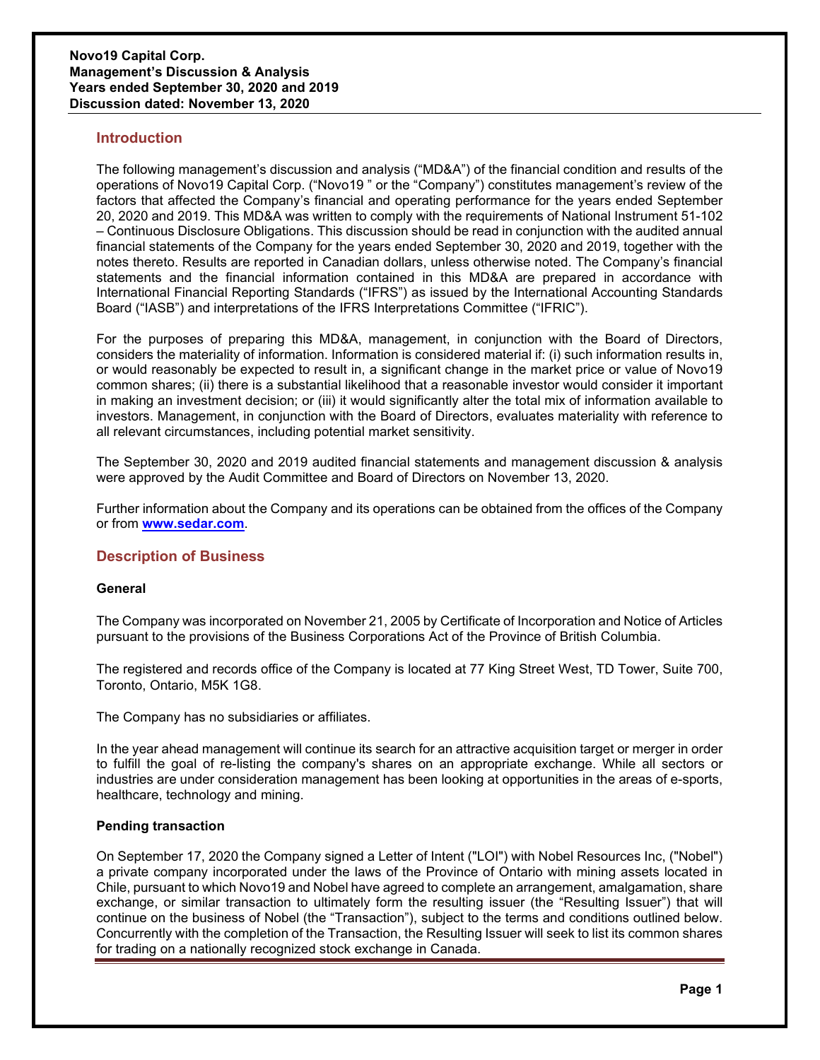**Novo19 Capital Corp.**
**Management's Discussion & Analysis**
**Years ended September 30, 2020 and 2019**
**Discussion dated: November 13, 2020**

## Introduction

The following management's discussion and analysis ("MD&A") of the financial condition and results of the operations of Novo19 Capital Corp. ("Novo19 " or the "Company") constitutes management's review of the factors that affected the Company's financial and operating performance for the years ended September 20, 2020 and 2019. This MD&A was written to comply with the requirements of National Instrument 51-102 – Continuous Disclosure Obligations. This discussion should be read in conjunction with the audited annual financial statements of the Company for the years ended September 30, 2020 and 2019, together with the notes thereto. Results are reported in Canadian dollars, unless otherwise noted. The Company's financial statements and the financial information contained in this MD&A are prepared in accordance with International Financial Reporting Standards ("IFRS") as issued by the International Accounting Standards Board ("IASB") and interpretations of the IFRS Interpretations Committee ("IFRIC").

For the purposes of preparing this MD&A, management, in conjunction with the Board of Directors, considers the materiality of information. Information is considered material if: (i) such information results in, or would reasonably be expected to result in, a significant change in the market price or value of Novo19 common shares; (ii) there is a substantial likelihood that a reasonable investor would consider it important in making an investment decision; or (iii) it would significantly alter the total mix of information available to investors. Management, in conjunction with the Board of Directors, evaluates materiality with reference to all relevant circumstances, including potential market sensitivity.

The September 30, 2020 and 2019 audited financial statements and management discussion & analysis were approved by the Audit Committee and Board of Directors on November 13, 2020.

Further information about the Company and its operations can be obtained from the offices of the Company or from **www.sedar.com**.

## Description of Business

### General

The Company was incorporated on November 21, 2005 by Certificate of Incorporation and Notice of Articles pursuant to the provisions of the Business Corporations Act of the Province of British Columbia.

The registered and records office of the Company is located at 77 King Street West, TD Tower, Suite 700, Toronto, Ontario, M5K 1G8.

The Company has no subsidiaries or affiliates.

In the year ahead management will continue its search for an attractive acquisition target or merger in order to fulfill the goal of re-listing the company's shares on an appropriate exchange. While all sectors or industries are under consideration management has been looking at opportunities in the areas of e-sports, healthcare, technology and mining.

### Pending transaction

On September 17, 2020 the Company signed a Letter of Intent ("LOI") with Nobel Resources Inc, ("Nobel") a private company incorporated under the laws of the Province of Ontario with mining assets located in Chile, pursuant to which Novo19 and Nobel have agreed to complete an arrangement, amalgamation, share exchange, or similar transaction to ultimately form the resulting issuer (the "Resulting Issuer") that will continue on the business of Nobel (the "Transaction"), subject to the terms and conditions outlined below. Concurrently with the completion of the Transaction, the Resulting Issuer will seek to list its common shares for trading on a nationally recognized stock exchange in Canada.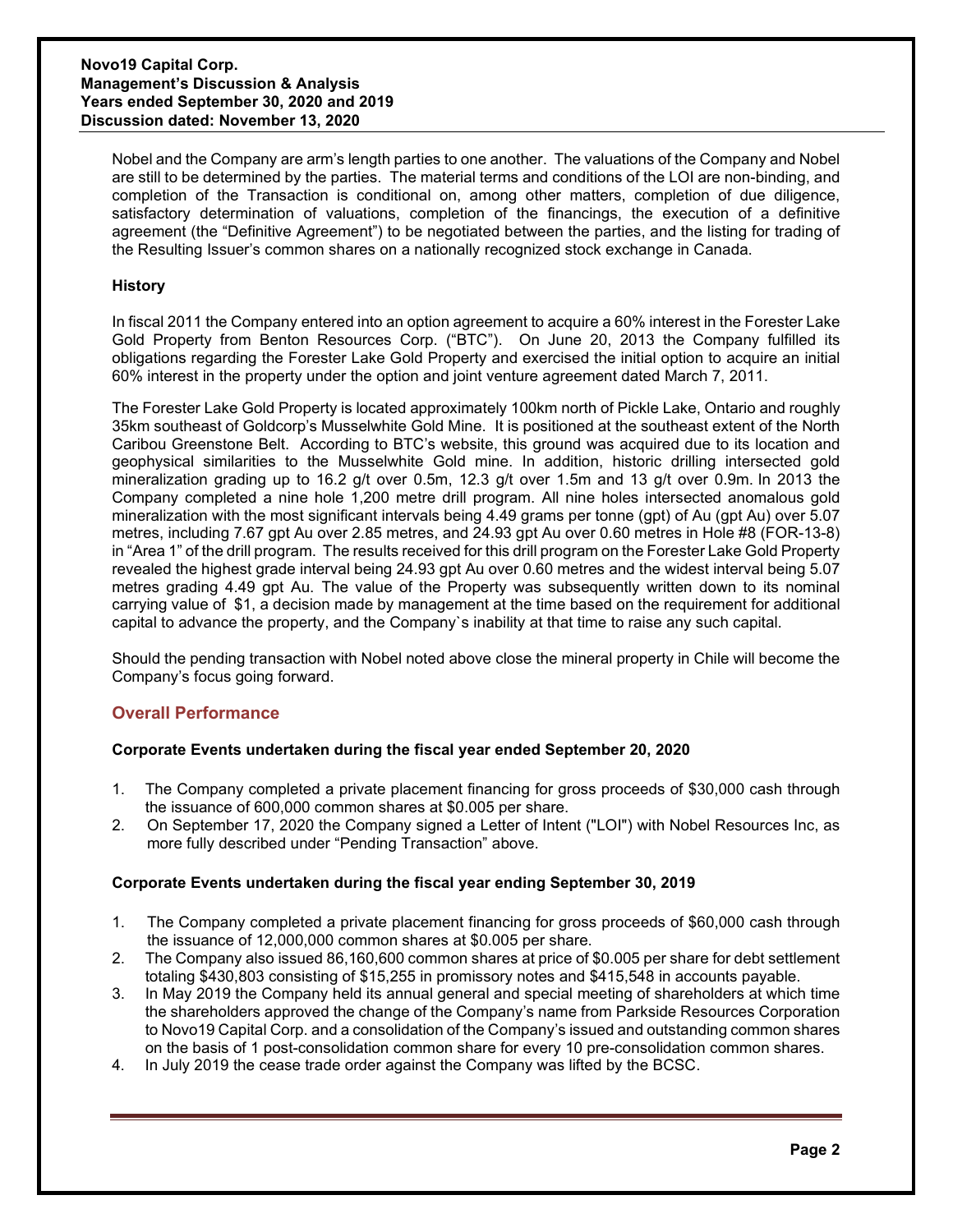Nobel and the Company are arm's length parties to one another. The valuations of the Company and Nobel are still to be determined by the parties. The material terms and conditions of the LOI are non-binding, and completion of the Transaction is conditional on, among other matters, completion of due diligence, satisfactory determination of valuations, completion of the financings, the execution of a definitive agreement (the "Definitive Agreement") to be negotiated between the parties, and the listing for trading of the Resulting Issuer's common shares on a nationally recognized stock exchange in Canada.

**History**

In fiscal 2011 the Company entered into an option agreement to acquire a 60% interest in the Forester Lake Gold Property from Benton Resources Corp. ("BTC"). On June 20, 2013 the Company fulfilled its obligations regarding the Forester Lake Gold Property and exercised the initial option to acquire an initial 60% interest in the property under the option and joint venture agreement dated March 7, 2011.

The Forester Lake Gold Property is located approximately 100km north of Pickle Lake, Ontario and roughly 35km southeast of Goldcorp's Musselwhite Gold Mine. It is positioned at the southeast extent of the North Caribou Greenstone Belt. According to BTC's website, this ground was acquired due to its location and geophysical similarities to the Musselwhite Gold mine. In addition, historic drilling intersected gold mineralization grading up to 16.2 g/t over 0.5m, 12.3 g/t over 1.5m and 13 g/t over 0.9m. In 2013 the Company completed a nine hole 1,200 metre drill program. All nine holes intersected anomalous gold mineralization with the most significant intervals being 4.49 grams per tonne (gpt) of Au (gpt Au) over 5.07 metres, including 7.67 gpt Au over 2.85 metres, and 24.93 gpt Au over 0.60 metres in Hole #8 (FOR-13-8) in "Area 1" of the drill program. The results received for this drill program on the Forester Lake Gold Property revealed the highest grade interval being 24.93 gpt Au over 0.60 metres and the widest interval being 5.07 metres grading 4.49 gpt Au. The value of the Property was subsequently written down to its nominal carrying value of $1, a decision made by management at the time based on the requirement for additional capital to advance the property, and the Company`s inability at that time to raise any such capital.

Should the pending transaction with Nobel noted above close the mineral property in Chile will become the Company's focus going forward.

## Overall Performance

**Corporate Events undertaken during the fiscal year ended September 20, 2020**

1. The Company completed a private placement financing for gross proceeds of $30,000 cash through the issuance of 600,000 common shares at $0.005 per share.
2. On September 17, 2020 the Company signed a Letter of Intent ("LOI") with Nobel Resources Inc, as more fully described under "Pending Transaction" above.

**Corporate Events undertaken during the fiscal year ending September 30, 2019**

1. The Company completed a private placement financing for gross proceeds of $60,000 cash through the issuance of 12,000,000 common shares at $0.005 per share.
2. The Company also issued 86,160,600 common shares at price of $0.005 per share for debt settlement totaling $430,803 consisting of $15,255 in promissory notes and $415,548 in accounts payable.
3. In May 2019 the Company held its annual general and special meeting of shareholders at which time the shareholders approved the change of the Company's name from Parkside Resources Corporation to Novo19 Capital Corp. and a consolidation of the Company's issued and outstanding common shares on the basis of 1 post-consolidation common share for every 10 pre-consolidation common shares.
4. In July 2019 the cease trade order against the Company was lifted by the BCSC.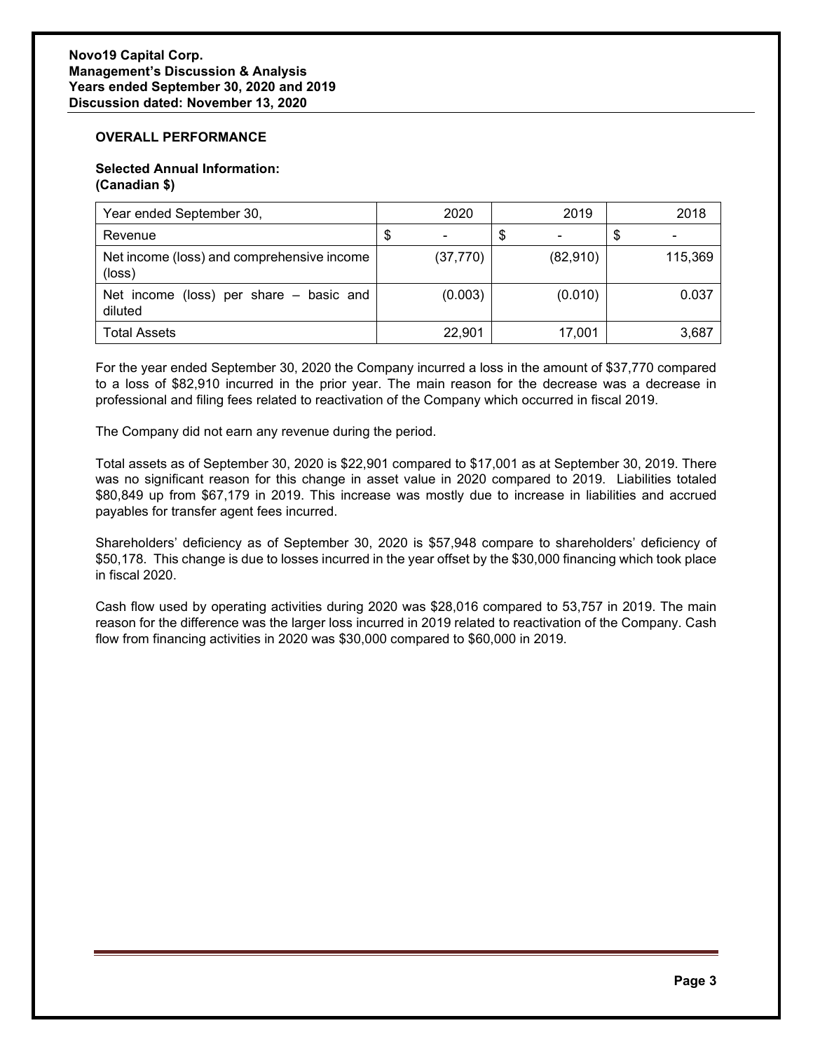## OVERALL PERFORMANCE

**Selected Annual Information:**
**(Canadian $)**

| Year ended September 30, | 2020 | 2019 | 2018 |
|---|---|---|---|
| Revenue | $ - | $ - | $ - |
| Net income (loss) and comprehensive income (loss) | (37,770) | (82,910) | 115,369 |
| Net income (loss) per share – basic and diluted | (0.003) | (0.010) | 0.037 |
| Total Assets | 22,901 | 17,001 | 3,687 |

For the year ended September 30, 2020 the Company incurred a loss in the amount of $37,770 compared to a loss of $82,910 incurred in the prior year. The main reason for the decrease was a decrease in professional and filing fees related to reactivation of the Company which occurred in fiscal 2019.

The Company did not earn any revenue during the period.

Total assets as of September 30, 2020 is $22,901 compared to $17,001 as at September 30, 2019. There was no significant reason for this change in asset value in 2020 compared to 2019. Liabilities totaled $80,849 up from $67,179 in 2019. This increase was mostly due to increase in liabilities and accrued payables for transfer agent fees incurred.

Shareholders' deficiency as of September 30, 2020 is $57,948 compare to shareholders' deficiency of $50,178. This change is due to losses incurred in the year offset by the $30,000 financing which took place in fiscal 2020.

Cash flow used by operating activities during 2020 was $28,016 compared to 53,757 in 2019. The main reason for the difference was the larger loss incurred in 2019 related to reactivation of the Company. Cash flow from financing activities in 2020 was $30,000 compared to $60,000 in 2019.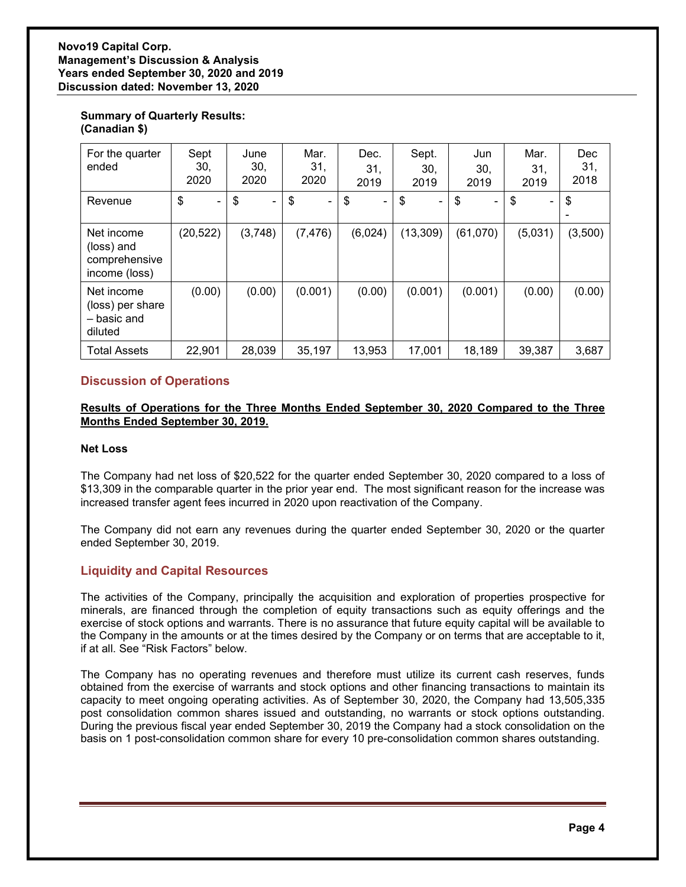**Summary of Quarterly Results:**
**(Canadian $)**

| For the quarter ended | Sept 30, 2020 | June 30, 2020 | Mar. 31, 2020 | Dec. 31, 2019 | Sept. 30, 2019 | Jun 30, 2019 | Mar. 31, 2019 | Dec 31, 2018 |
|---|---|---|---|---|---|---|---|---|
| Revenue | $ - | $ - | $ - | $ - | $ - | $ - | $ - | $ - |
| Net income (loss) and comprehensive income (loss) | (20,522) | (3,748) | (7,476) | (6,024) | (13,309) | (61,070) | (5,031) | (3,500) |
| Net income (loss) per share – basic and diluted | (0.00) | (0.00) | (0.001) | (0.00) | (0.001) | (0.001) | (0.00) | (0.00) |
| Total Assets | 22,901 | 28,039 | 35,197 | 13,953 | 17,001 | 18,189 | 39,387 | 3,687 |

## Discussion of Operations

**Results of Operations for the Three Months Ended September 30, 2020 Compared to the Three Months Ended September 30, 2019.**

### Net Loss

The Company had net loss of $20,522 for the quarter ended September 30, 2020 compared to a loss of $13,309 in the comparable quarter in the prior year end. The most significant reason for the increase was increased transfer agent fees incurred in 2020 upon reactivation of the Company.

The Company did not earn any revenues during the quarter ended September 30, 2020 or the quarter ended September 30, 2019.

## Liquidity and Capital Resources

The activities of the Company, principally the acquisition and exploration of properties prospective for minerals, are financed through the completion of equity transactions such as equity offerings and the exercise of stock options and warrants. There is no assurance that future equity capital will be available to the Company in the amounts or at the times desired by the Company or on terms that are acceptable to it, if at all. See "Risk Factors" below.

The Company has no operating revenues and therefore must utilize its current cash reserves, funds obtained from the exercise of warrants and stock options and other financing transactions to maintain its capacity to meet ongoing operating activities. As of September 30, 2020, the Company had 13,505,335 post consolidation common shares issued and outstanding, no warrants or stock options outstanding. During the previous fiscal year ended September 30, 2019 the Company had a stock consolidation on the basis on 1 post-consolidation common share for every 10 pre-consolidation common shares outstanding.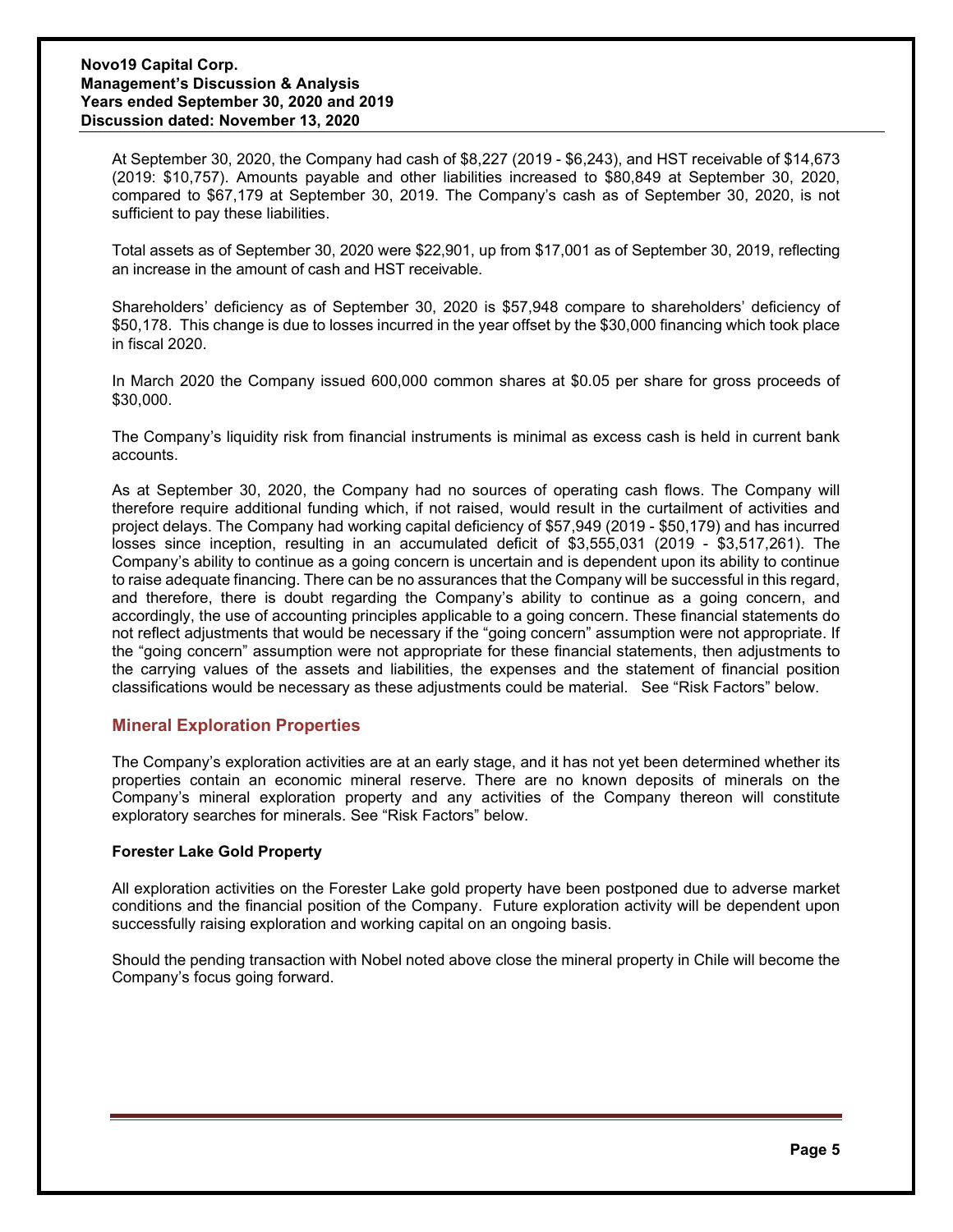At September 30, 2020, the Company had cash of $8,227 (2019 - $6,243), and HST receivable of $14,673 (2019: $10,757). Amounts payable and other liabilities increased to $80,849 at September 30, 2020, compared to $67,179 at September 30, 2019. The Company's cash as of September 30, 2020, is not sufficient to pay these liabilities.

Total assets as of September 30, 2020 were $22,901, up from $17,001 as of September 30, 2019, reflecting an increase in the amount of cash and HST receivable.

Shareholders' deficiency as of September 30, 2020 is $57,948 compare to shareholders' deficiency of $50,178. This change is due to losses incurred in the year offset by the $30,000 financing which took place in fiscal 2020.

In March 2020 the Company issued 600,000 common shares at $0.05 per share for gross proceeds of $30,000.

The Company's liquidity risk from financial instruments is minimal as excess cash is held in current bank accounts.

As at September 30, 2020, the Company had no sources of operating cash flows. The Company will therefore require additional funding which, if not raised, would result in the curtailment of activities and project delays. The Company had working capital deficiency of $57,949 (2019 - $50,179) and has incurred losses since inception, resulting in an accumulated deficit of $3,555,031 (2019 - $3,517,261). The Company's ability to continue as a going concern is uncertain and is dependent upon its ability to continue to raise adequate financing. There can be no assurances that the Company will be successful in this regard, and therefore, there is doubt regarding the Company's ability to continue as a going concern, and accordingly, the use of accounting principles applicable to a going concern. These financial statements do not reflect adjustments that would be necessary if the "going concern" assumption were not appropriate. If the "going concern" assumption were not appropriate for these financial statements, then adjustments to the carrying values of the assets and liabilities, the expenses and the statement of financial position classifications would be necessary as these adjustments could be material. See "Risk Factors" below.

## Mineral Exploration Properties

The Company's exploration activities are at an early stage, and it has not yet been determined whether its properties contain an economic mineral reserve. There are no known deposits of minerals on the Company's mineral exploration property and any activities of the Company thereon will constitute exploratory searches for minerals. See "Risk Factors" below.

### Forester Lake Gold Property

All exploration activities on the Forester Lake gold property have been postponed due to adverse market conditions and the financial position of the Company. Future exploration activity will be dependent upon successfully raising exploration and working capital on an ongoing basis.

Should the pending transaction with Nobel noted above close the mineral property in Chile will become the Company's focus going forward.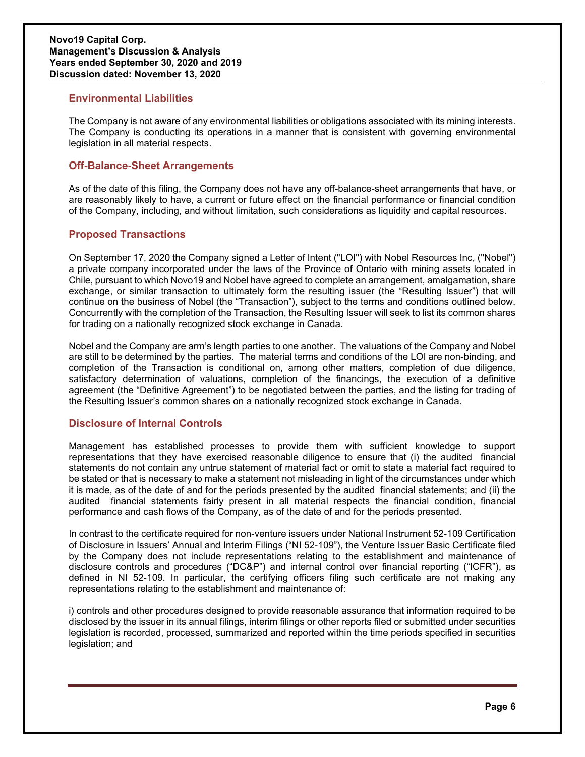## Environmental Liabilities

The Company is not aware of any environmental liabilities or obligations associated with its mining interests. The Company is conducting its operations in a manner that is consistent with governing environmental legislation in all material respects.

## Off-Balance-Sheet Arrangements

As of the date of this filing, the Company does not have any off-balance-sheet arrangements that have, or are reasonably likely to have, a current or future effect on the financial performance or financial condition of the Company, including, and without limitation, such considerations as liquidity and capital resources.

## Proposed Transactions

On September 17, 2020 the Company signed a Letter of Intent ("LOI") with Nobel Resources Inc, ("Nobel") a private company incorporated under the laws of the Province of Ontario with mining assets located in Chile, pursuant to which Novo19 and Nobel have agreed to complete an arrangement, amalgamation, share exchange, or similar transaction to ultimately form the resulting issuer (the "Resulting Issuer") that will continue on the business of Nobel (the "Transaction"), subject to the terms and conditions outlined below. Concurrently with the completion of the Transaction, the Resulting Issuer will seek to list its common shares for trading on a nationally recognized stock exchange in Canada.

Nobel and the Company are arm's length parties to one another. The valuations of the Company and Nobel are still to be determined by the parties. The material terms and conditions of the LOI are non-binding, and completion of the Transaction is conditional on, among other matters, completion of due diligence, satisfactory determination of valuations, completion of the financings, the execution of a definitive agreement (the "Definitive Agreement") to be negotiated between the parties, and the listing for trading of the Resulting Issuer's common shares on a nationally recognized stock exchange in Canada.

## Disclosure of Internal Controls

Management has established processes to provide them with sufficient knowledge to support representations that they have exercised reasonable diligence to ensure that (i) the audited financial statements do not contain any untrue statement of material fact or omit to state a material fact required to be stated or that is necessary to make a statement not misleading in light of the circumstances under which it is made, as of the date of and for the periods presented by the audited financial statements; and (ii) the audited financial statements fairly present in all material respects the financial condition, financial performance and cash flows of the Company, as of the date of and for the periods presented.

In contrast to the certificate required for non-venture issuers under National Instrument 52-109 Certification of Disclosure in Issuers' Annual and Interim Filings ("NI 52-109"), the Venture Issuer Basic Certificate filed by the Company does not include representations relating to the establishment and maintenance of disclosure controls and procedures ("DC&P") and internal control over financial reporting ("ICFR"), as defined in NI 52-109. In particular, the certifying officers filing such certificate are not making any representations relating to the establishment and maintenance of:

i) controls and other procedures designed to provide reasonable assurance that information required to be disclosed by the issuer in its annual filings, interim filings or other reports filed or submitted under securities legislation is recorded, processed, summarized and reported within the time periods specified in securities legislation; and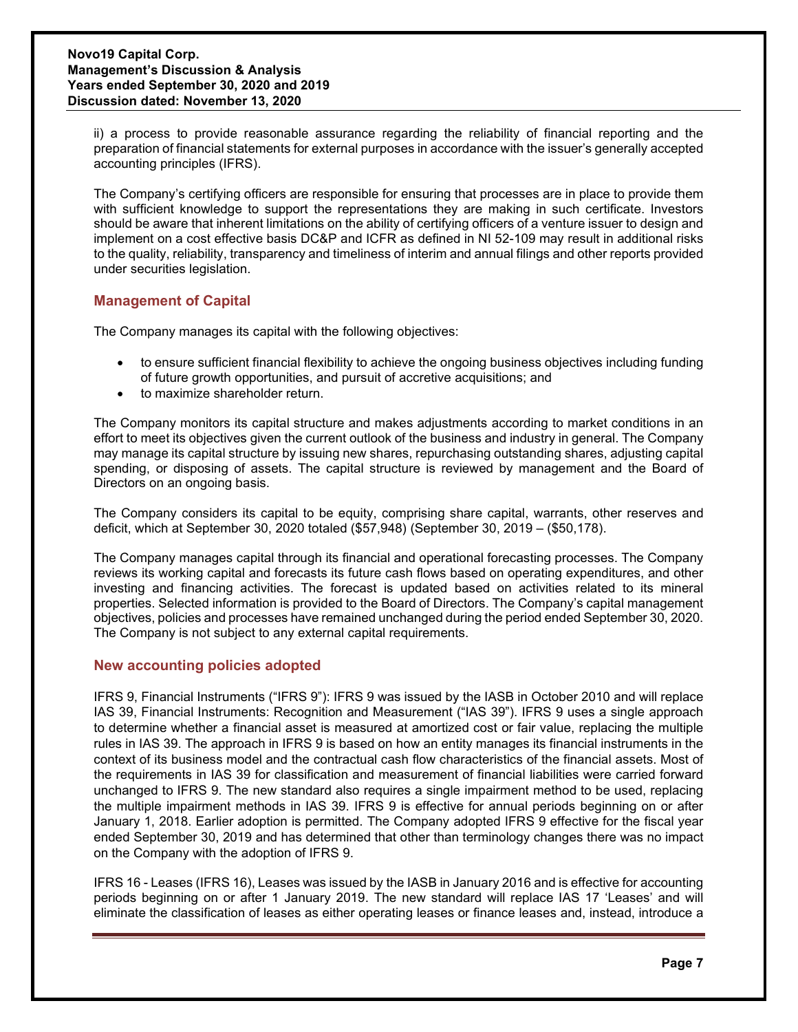ii) a process to provide reasonable assurance regarding the reliability of financial reporting and the preparation of financial statements for external purposes in accordance with the issuer's generally accepted accounting principles (IFRS).

The Company's certifying officers are responsible for ensuring that processes are in place to provide them with sufficient knowledge to support the representations they are making in such certificate. Investors should be aware that inherent limitations on the ability of certifying officers of a venture issuer to design and implement on a cost effective basis DC&P and ICFR as defined in NI 52-109 may result in additional risks to the quality, reliability, transparency and timeliness of interim and annual filings and other reports provided under securities legislation.

## Management of Capital

The Company manages its capital with the following objectives:

- to ensure sufficient financial flexibility to achieve the ongoing business objectives including funding of future growth opportunities, and pursuit of accretive acquisitions; and
- to maximize shareholder return.

The Company monitors its capital structure and makes adjustments according to market conditions in an effort to meet its objectives given the current outlook of the business and industry in general. The Company may manage its capital structure by issuing new shares, repurchasing outstanding shares, adjusting capital spending, or disposing of assets. The capital structure is reviewed by management and the Board of Directors on an ongoing basis.

The Company considers its capital to be equity, comprising share capital, warrants, other reserves and deficit, which at September 30, 2020 totaled ($57,948) (September 30, 2019 – ($50,178).

The Company manages capital through its financial and operational forecasting processes. The Company reviews its working capital and forecasts its future cash flows based on operating expenditures, and other investing and financing activities. The forecast is updated based on activities related to its mineral properties. Selected information is provided to the Board of Directors. The Company's capital management objectives, policies and processes have remained unchanged during the period ended September 30, 2020. The Company is not subject to any external capital requirements.

## New accounting policies adopted

IFRS 9, Financial Instruments ("IFRS 9"): IFRS 9 was issued by the IASB in October 2010 and will replace IAS 39, Financial Instruments: Recognition and Measurement ("IAS 39"). IFRS 9 uses a single approach to determine whether a financial asset is measured at amortized cost or fair value, replacing the multiple rules in IAS 39. The approach in IFRS 9 is based on how an entity manages its financial instruments in the context of its business model and the contractual cash flow characteristics of the financial assets. Most of the requirements in IAS 39 for classification and measurement of financial liabilities were carried forward unchanged to IFRS 9. The new standard also requires a single impairment method to be used, replacing the multiple impairment methods in IAS 39. IFRS 9 is effective for annual periods beginning on or after January 1, 2018. Earlier adoption is permitted. The Company adopted IFRS 9 effective for the fiscal year ended September 30, 2019 and has determined that other than terminology changes there was no impact on the Company with the adoption of IFRS 9.

IFRS 16 - Leases (IFRS 16), Leases was issued by the IASB in January 2016 and is effective for accounting periods beginning on or after 1 January 2019. The new standard will replace IAS 17 'Leases' and will eliminate the classification of leases as either operating leases or finance leases and, instead, introduce a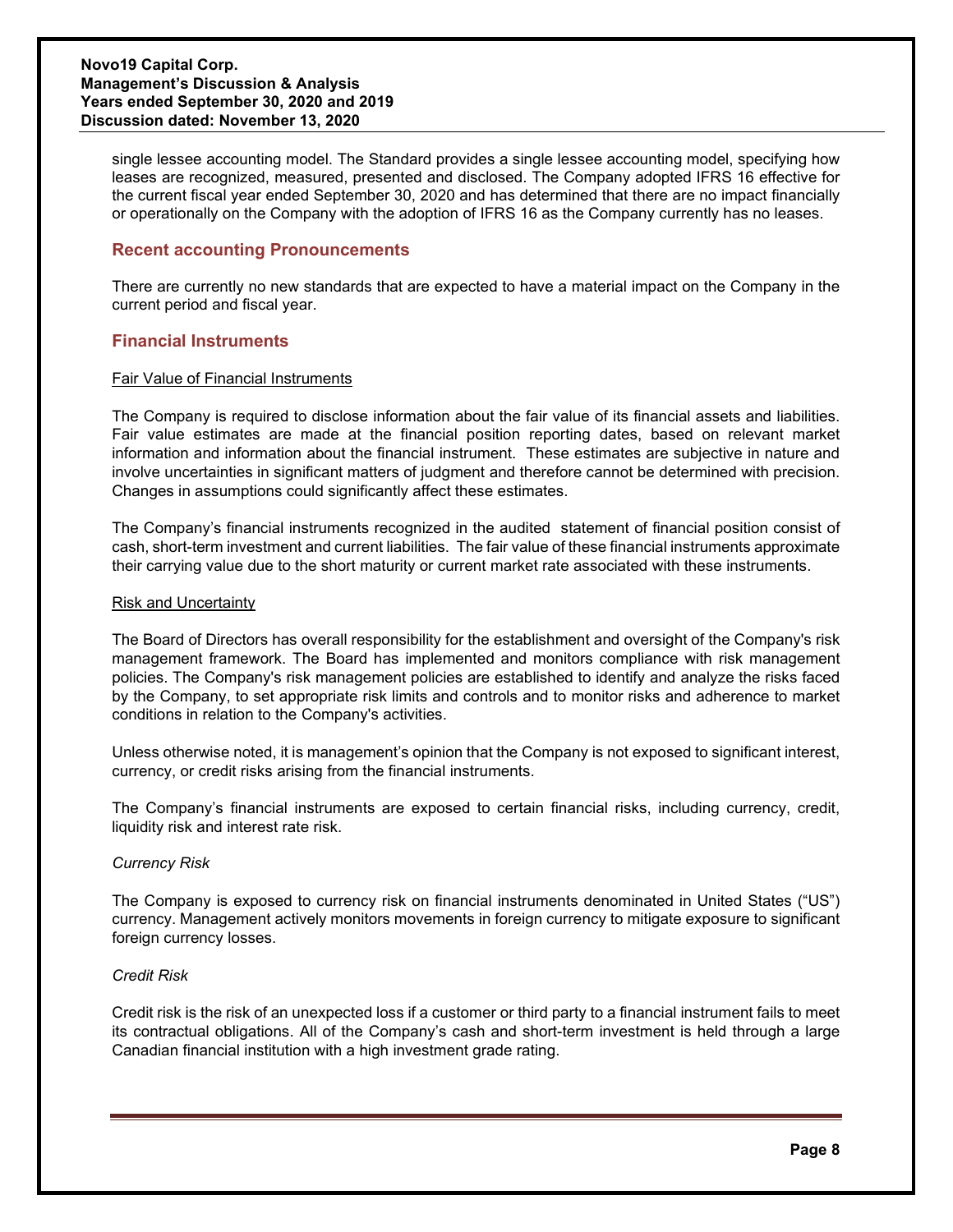single lessee accounting model. The Standard provides a single lessee accounting model, specifying how leases are recognized, measured, presented and disclosed. The Company adopted IFRS 16 effective for the current fiscal year ended September 30, 2020 and has determined that there are no impact financially or operationally on the Company with the adoption of IFRS 16 as the Company currently has no leases.

## Recent accounting Pronouncements

There are currently no new standards that are expected to have a material impact on the Company in the current period and fiscal year.

## Financial Instruments

Fair Value of Financial Instruments

The Company is required to disclose information about the fair value of its financial assets and liabilities. Fair value estimates are made at the financial position reporting dates, based on relevant market information and information about the financial instrument. These estimates are subjective in nature and involve uncertainties in significant matters of judgment and therefore cannot be determined with precision. Changes in assumptions could significantly affect these estimates.

The Company's financial instruments recognized in the audited statement of financial position consist of cash, short-term investment and current liabilities. The fair value of these financial instruments approximate their carrying value due to the short maturity or current market rate associated with these instruments.

Risk and Uncertainty

The Board of Directors has overall responsibility for the establishment and oversight of the Company's risk management framework. The Board has implemented and monitors compliance with risk management policies. The Company's risk management policies are established to identify and analyze the risks faced by the Company, to set appropriate risk limits and controls and to monitor risks and adherence to market conditions in relation to the Company's activities.

Unless otherwise noted, it is management's opinion that the Company is not exposed to significant interest, currency, or credit risks arising from the financial instruments.

The Company's financial instruments are exposed to certain financial risks, including currency, credit, liquidity risk and interest rate risk.

*Currency Risk*

The Company is exposed to currency risk on financial instruments denominated in United States ("US") currency. Management actively monitors movements in foreign currency to mitigate exposure to significant foreign currency losses.

*Credit Risk*

Credit risk is the risk of an unexpected loss if a customer or third party to a financial instrument fails to meet its contractual obligations. All of the Company's cash and short-term investment is held through a large Canadian financial institution with a high investment grade rating.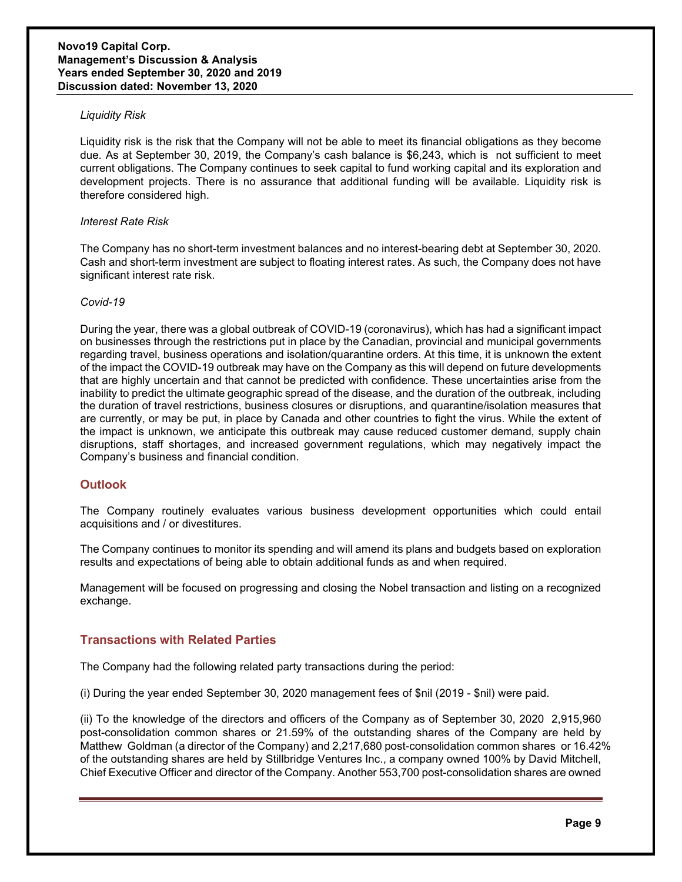*Liquidity Risk*

Liquidity risk is the risk that the Company will not be able to meet its financial obligations as they become due. As at September 30, 2019, the Company's cash balance is $6,243, which is not sufficient to meet current obligations. The Company continues to seek capital to fund working capital and its exploration and development projects. There is no assurance that additional funding will be available. Liquidity risk is therefore considered high.

*Interest Rate Risk*

The Company has no short-term investment balances and no interest-bearing debt at September 30, 2020. Cash and short-term investment are subject to floating interest rates. As such, the Company does not have significant interest rate risk.

*Covid-19*

During the year, there was a global outbreak of COVID-19 (coronavirus), which has had a significant impact on businesses through the restrictions put in place by the Canadian, provincial and municipal governments regarding travel, business operations and isolation/quarantine orders. At this time, it is unknown the extent of the impact the COVID-19 outbreak may have on the Company as this will depend on future developments that are highly uncertain and that cannot be predicted with confidence. These uncertainties arise from the inability to predict the ultimate geographic spread of the disease, and the duration of the outbreak, including the duration of travel restrictions, business closures or disruptions, and quarantine/isolation measures that are currently, or may be put, in place by Canada and other countries to fight the virus. While the extent of the impact is unknown, we anticipate this outbreak may cause reduced customer demand, supply chain disruptions, staff shortages, and increased government regulations, which may negatively impact the Company's business and financial condition.

## Outlook

The Company routinely evaluates various business development opportunities which could entail acquisitions and / or divestitures.

The Company continues to monitor its spending and will amend its plans and budgets based on exploration results and expectations of being able to obtain additional funds as and when required.

Management will be focused on progressing and closing the Nobel transaction and listing on a recognized exchange.

## Transactions with Related Parties

The Company had the following related party transactions during the period:

(i) During the year ended September 30, 2020 management fees of $nil (2019 - $nil) were paid.

(ii) To the knowledge of the directors and officers of the Company as of September 30, 2020 2,915,960 post-consolidation common shares or 21.59% of the outstanding shares of the Company are held by Matthew Goldman (a director of the Company) and 2,217,680 post-consolidation common shares or 16.42% of the outstanding shares are held by Stillbridge Ventures Inc., a company owned 100% by David Mitchell, Chief Executive Officer and director of the Company. Another 553,700 post-consolidation shares are owned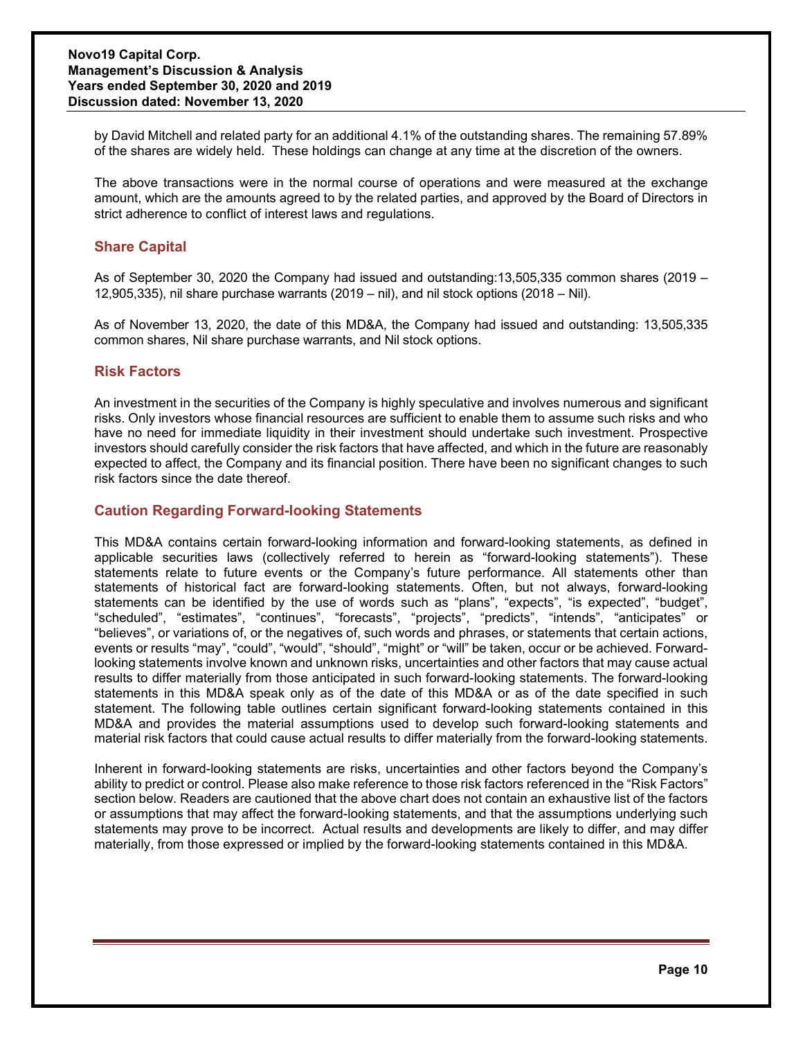by David Mitchell and related party for an additional 4.1% of the outstanding shares. The remaining 57.89% of the shares are widely held. These holdings can change at any time at the discretion of the owners.

The above transactions were in the normal course of operations and were measured at the exchange amount, which are the amounts agreed to by the related parties, and approved by the Board of Directors in strict adherence to conflict of interest laws and regulations.

## Share Capital

As of September 30, 2020 the Company had issued and outstanding:13,505,335 common shares (2019 – 12,905,335), nil share purchase warrants (2019 – nil), and nil stock options (2018 – Nil).

As of November 13, 2020, the date of this MD&A, the Company had issued and outstanding: 13,505,335 common shares, Nil share purchase warrants, and Nil stock options.

## Risk Factors

An investment in the securities of the Company is highly speculative and involves numerous and significant risks. Only investors whose financial resources are sufficient to enable them to assume such risks and who have no need for immediate liquidity in their investment should undertake such investment. Prospective investors should carefully consider the risk factors that have affected, and which in the future are reasonably expected to affect, the Company and its financial position. There have been no significant changes to such risk factors since the date thereof.

## Caution Regarding Forward-looking Statements

This MD&A contains certain forward-looking information and forward-looking statements, as defined in applicable securities laws (collectively referred to herein as "forward-looking statements"). These statements relate to future events or the Company's future performance. All statements other than statements of historical fact are forward-looking statements. Often, but not always, forward-looking statements can be identified by the use of words such as "plans", "expects", "is expected", "budget", "scheduled", "estimates", "continues", "forecasts", "projects", "predicts", "intends", "anticipates" or "believes", or variations of, or the negatives of, such words and phrases, or statements that certain actions, events or results "may", "could", "would", "should", "might" or "will" be taken, occur or be achieved. Forward-looking statements involve known and unknown risks, uncertainties and other factors that may cause actual results to differ materially from those anticipated in such forward-looking statements. The forward-looking statements in this MD&A speak only as of the date of this MD&A or as of the date specified in such statement. The following table outlines certain significant forward-looking statements contained in this MD&A and provides the material assumptions used to develop such forward-looking statements and material risk factors that could cause actual results to differ materially from the forward-looking statements.

Inherent in forward-looking statements are risks, uncertainties and other factors beyond the Company's ability to predict or control. Please also make reference to those risk factors referenced in the "Risk Factors" section below. Readers are cautioned that the above chart does not contain an exhaustive list of the factors or assumptions that may affect the forward-looking statements, and that the assumptions underlying such statements may prove to be incorrect. Actual results and developments are likely to differ, and may differ materially, from those expressed or implied by the forward-looking statements contained in this MD&A.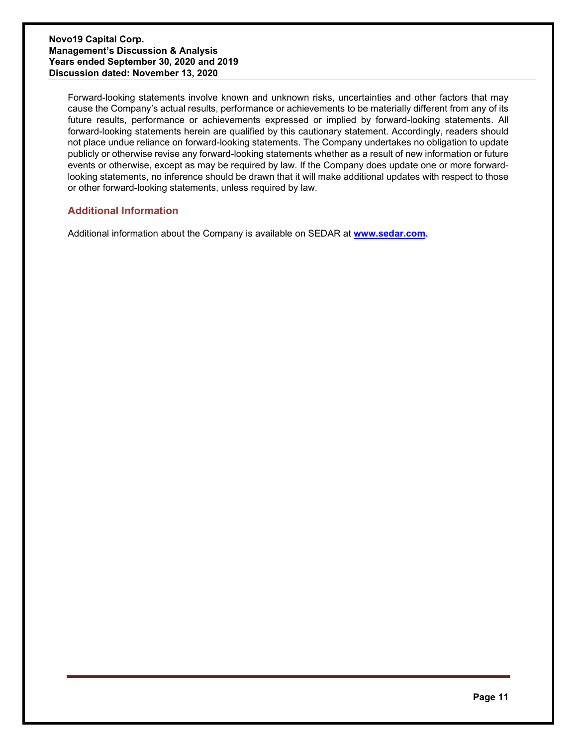Forward-looking statements involve known and unknown risks, uncertainties and other factors that may cause the Company's actual results, performance or achievements to be materially different from any of its future results, performance or achievements expressed or implied by forward-looking statements. All forward-looking statements herein are qualified by this cautionary statement. Accordingly, readers should not place undue reliance on forward-looking statements. The Company undertakes no obligation to update publicly or otherwise revise any forward-looking statements whether as a result of new information or future events or otherwise, except as may be required by law. If the Company does update one or more forward-looking statements, no inference should be drawn that it will make additional updates with respect to those or other forward-looking statements, unless required by law.

## Additional Information

Additional information about the Company is available on SEDAR at **www.sedar.com.**